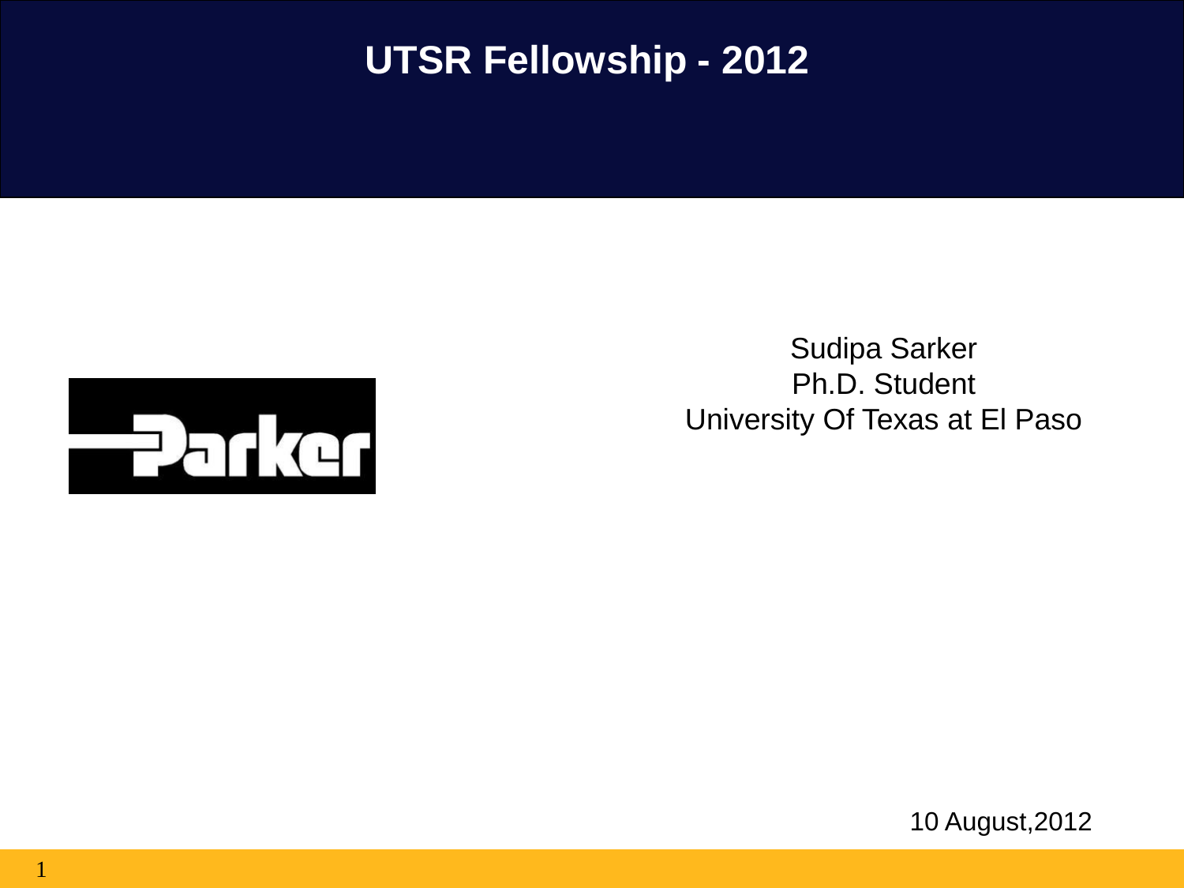# UTSR Fellowship - 2012

Parker

Sudipa Sarker
Ph.D. Student
University Of Texas at El Paso

10 August,2012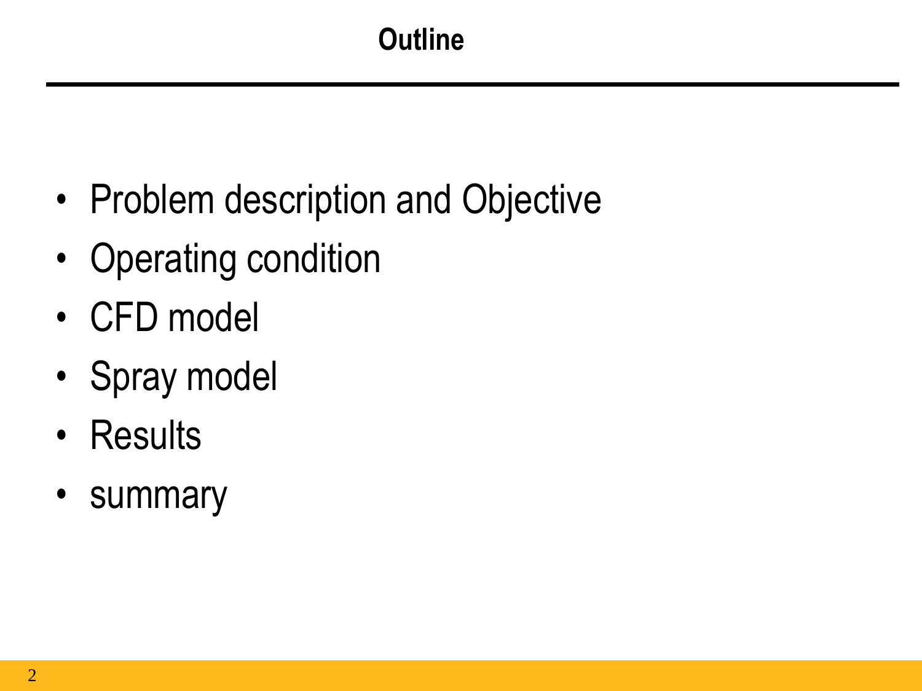# Outline

- Problem description and Objective
- Operating condition
- CFD model
- Spray model
- Results
- summary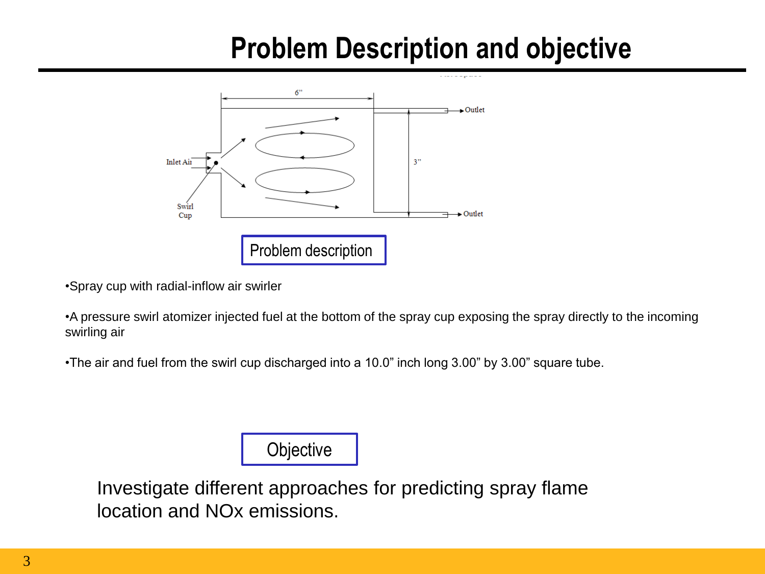# Problem Description and objective

Problem description

- Spray cup with radial-inflow air swirler
- A pressure swirl atomizer injected fuel at the bottom of the spray cup exposing the spray directly to the incoming swirling air
- The air and fuel from the swirl cup discharged into a 10.0” inch long 3.00” by 3.00” square tube.

Objective

Investigate different approaches for predicting spray flame location and NOx emissions.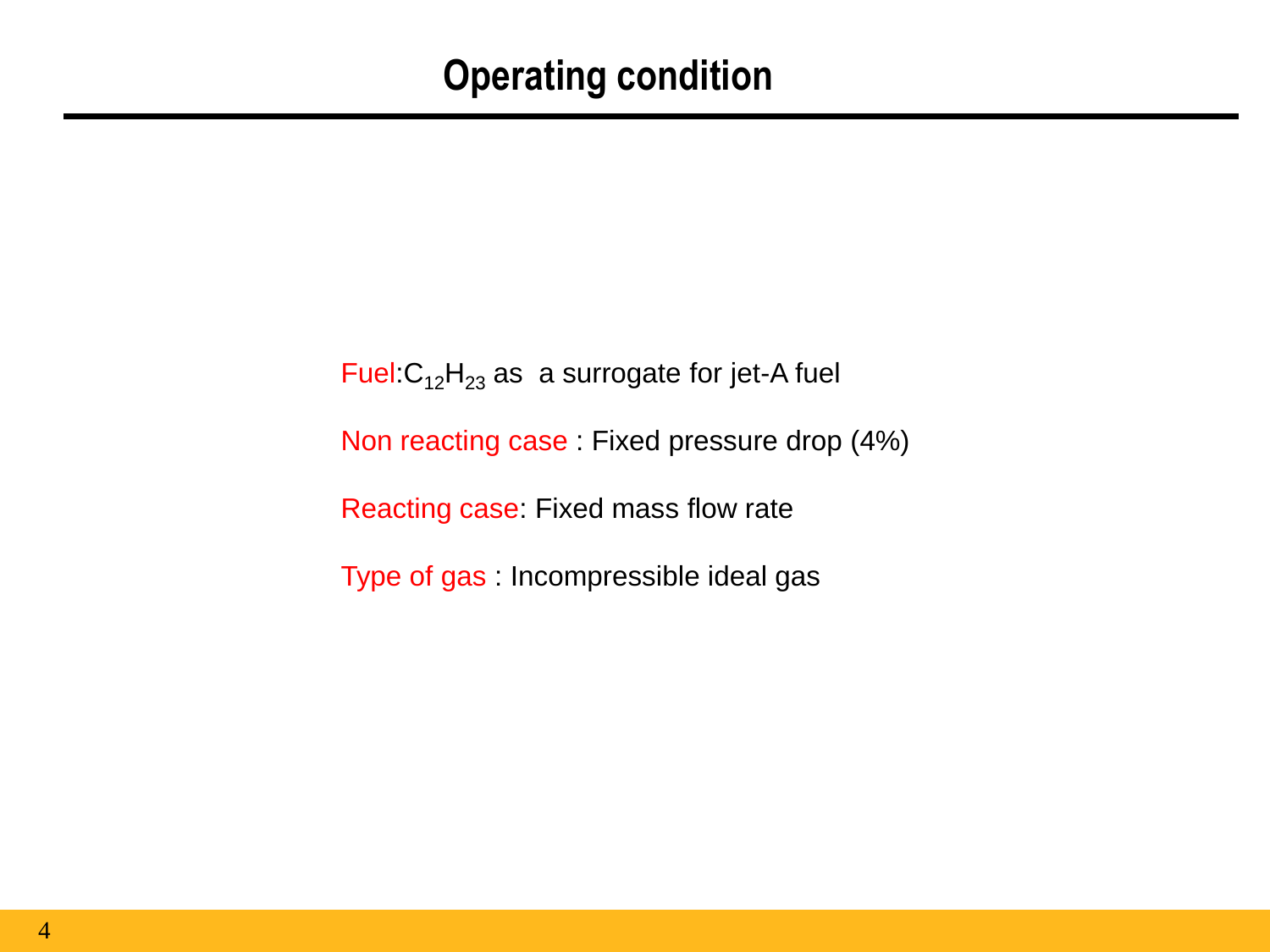# Operating condition

Fuel: $C_{12}H_{23}$ as a surrogate for jet-A fuel

Non reacting case : Fixed pressure drop (4%)

Reacting case: Fixed mass flow rate

Type of gas : Incompressible ideal gas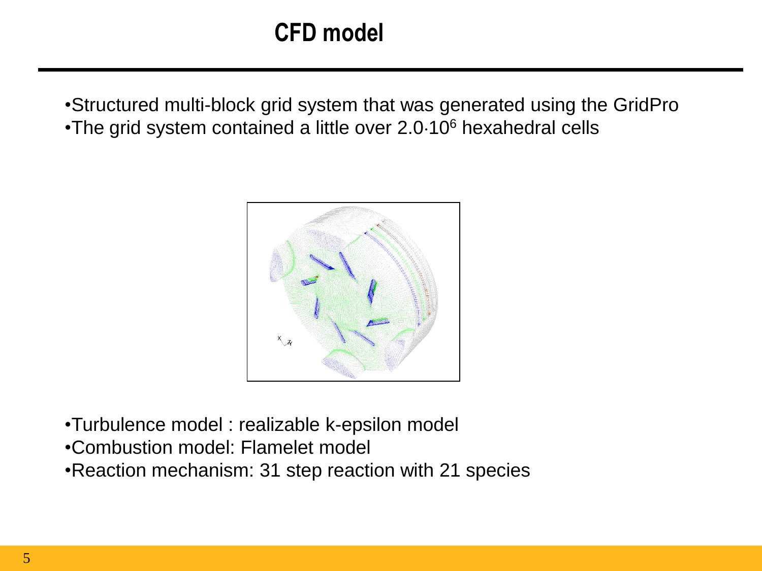# CFD model

- Structured multi-block grid system that was generated using the GridPro
- The grid system contained a little over $2.0 \cdot 10^6$ hexahedral cells

- Turbulence model : realizable k-epsilon model
- Combustion model: Flamelet model
- Reaction mechanism: 31 step reaction with 21 species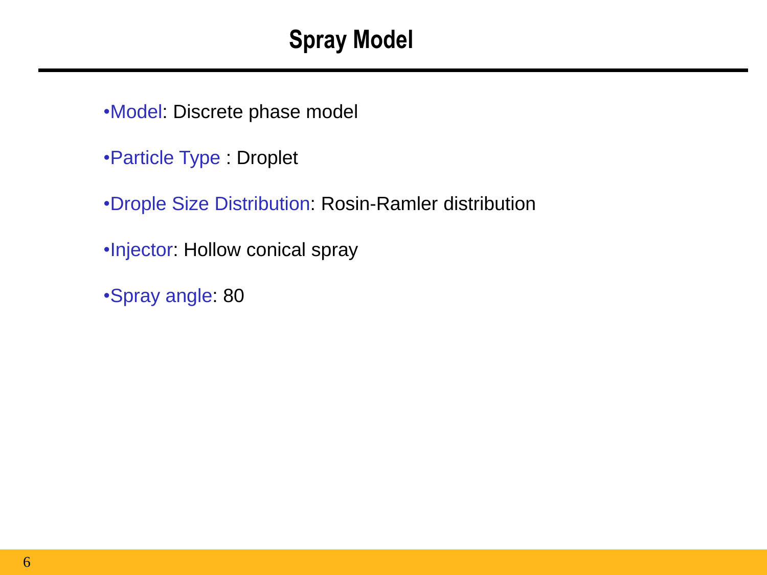# Spray Model

- Model: Discrete phase model
- Particle Type : Droplet
- Drople Size Distribution: Rosin-Ramler distribution
- Injector: Hollow conical spray
- Spray angle: 80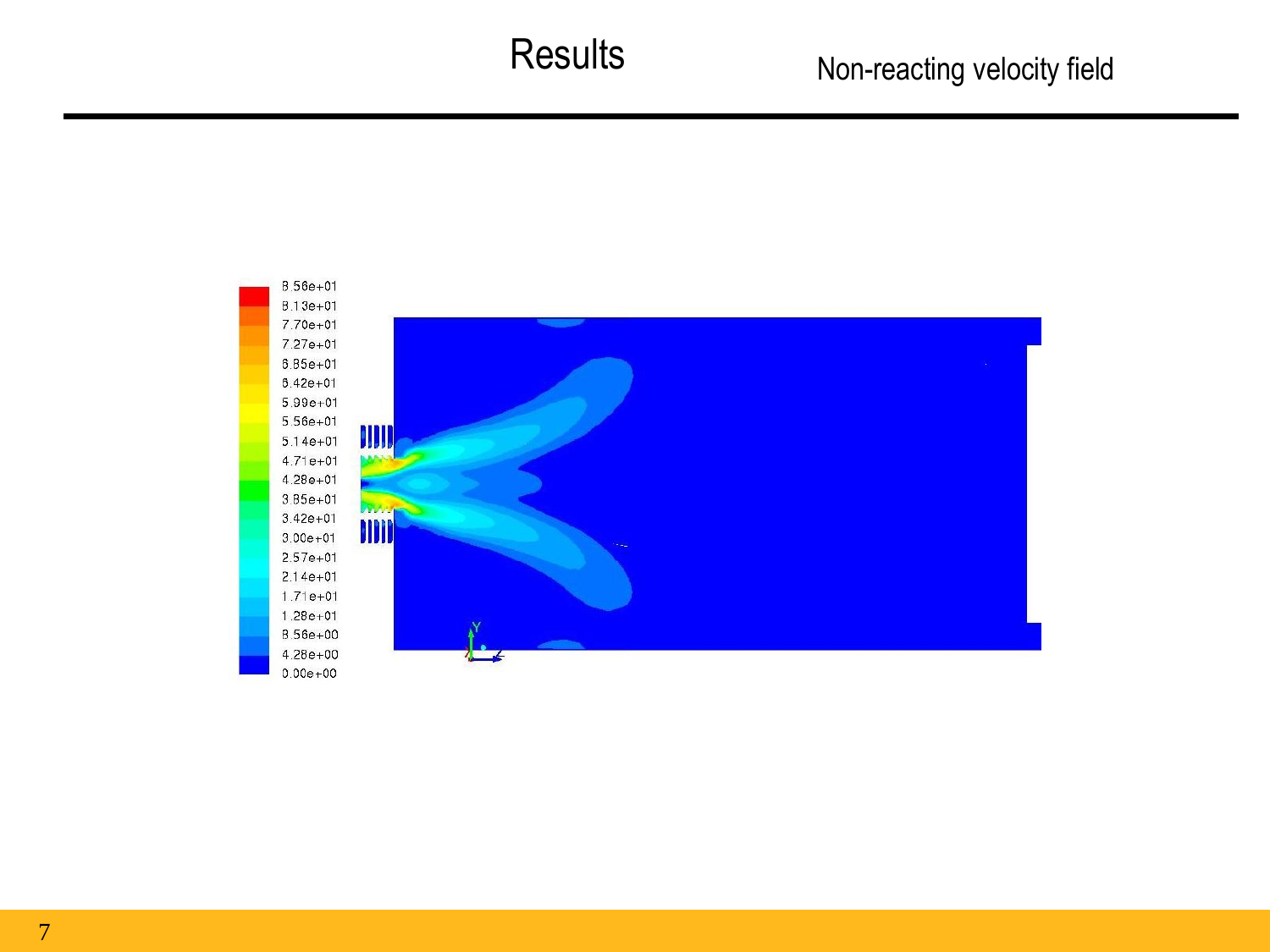# Results

## Non-reacting velocity field

8.56e+01
8.13e+01
7.70e+01
7.27e+01
6.85e+01
6.42e+01
5.99e+01
5.56e+01
5.14e+01
4.71e+01
4.28e+01
3.85e+01
3.42e+01
3.00e+01
2.57e+01
2.14e+01
1.71e+01
1.28e+01
8.56e+00
4.28e+00
0.00e+00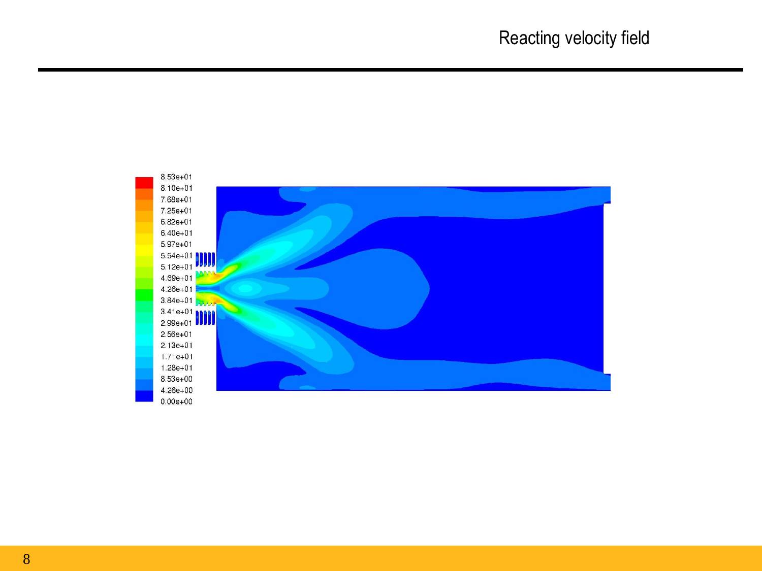# Reacting velocity field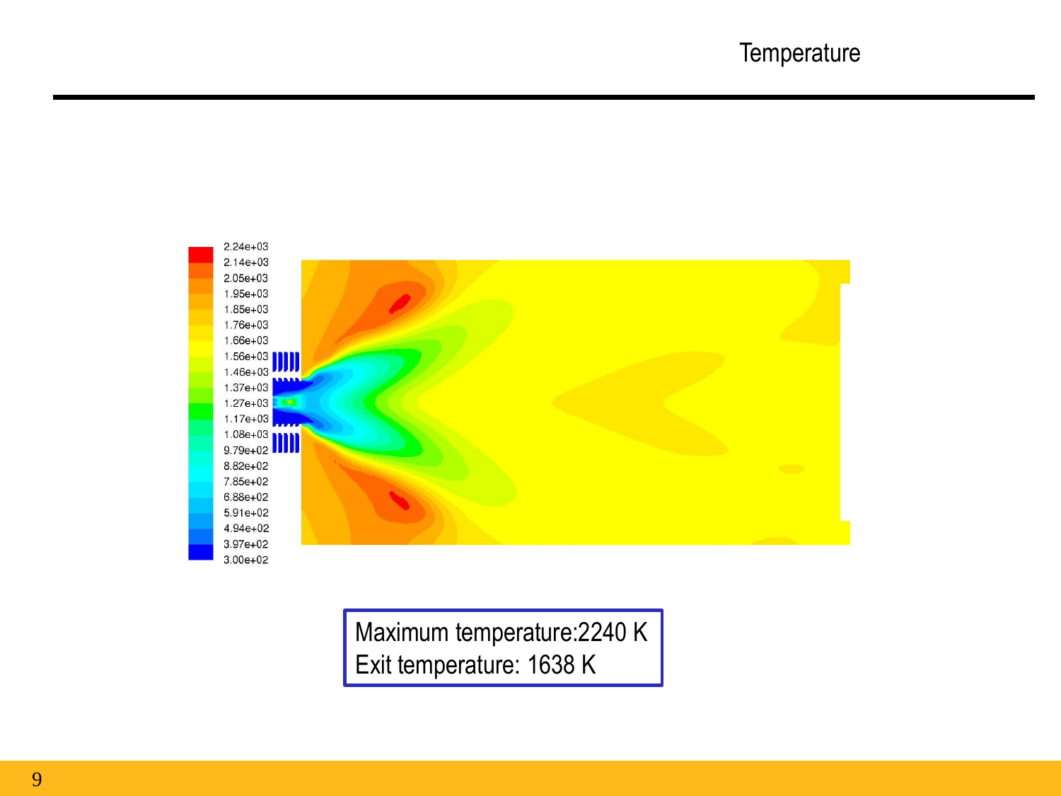# Temperature

Maximum temperature:2240 K
Exit temperature: 1638 K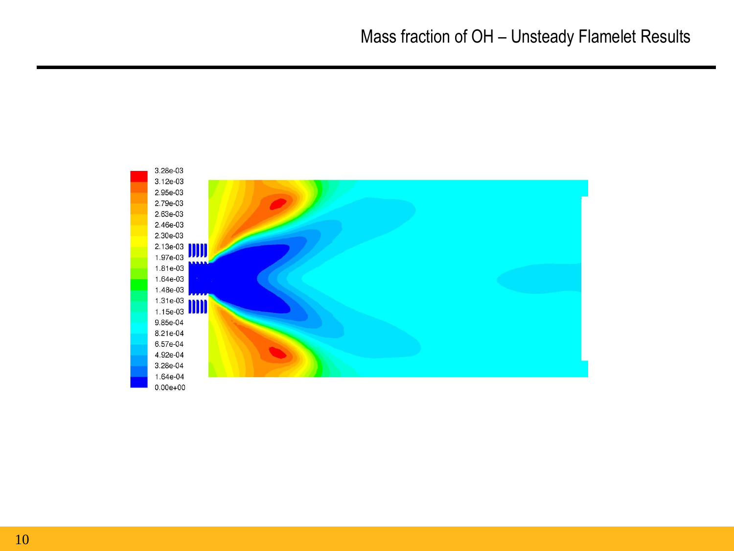# Mass fraction of OH – Unsteady Flamelet Results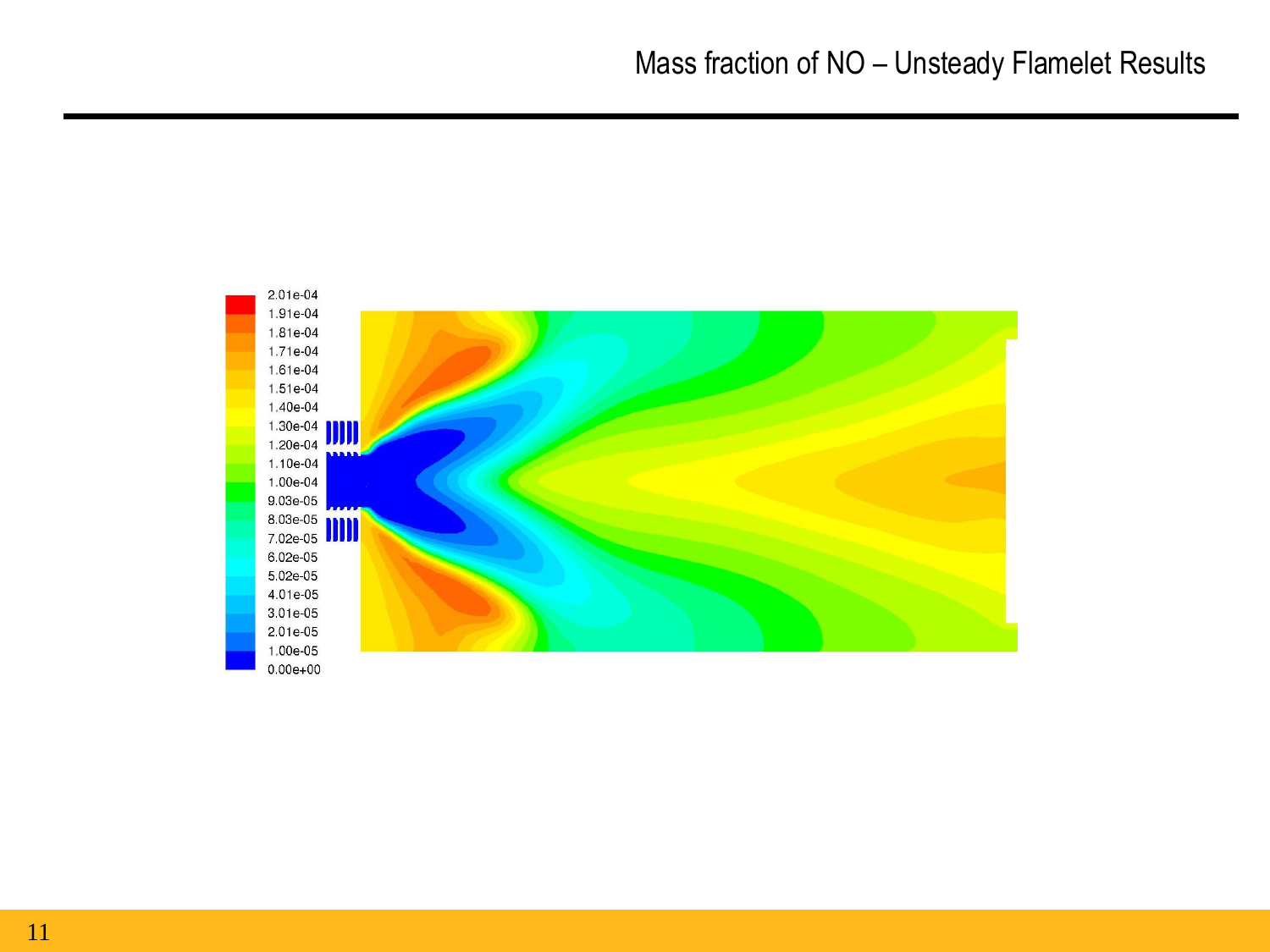# Mass fraction of NO – Unsteady Flamelet Results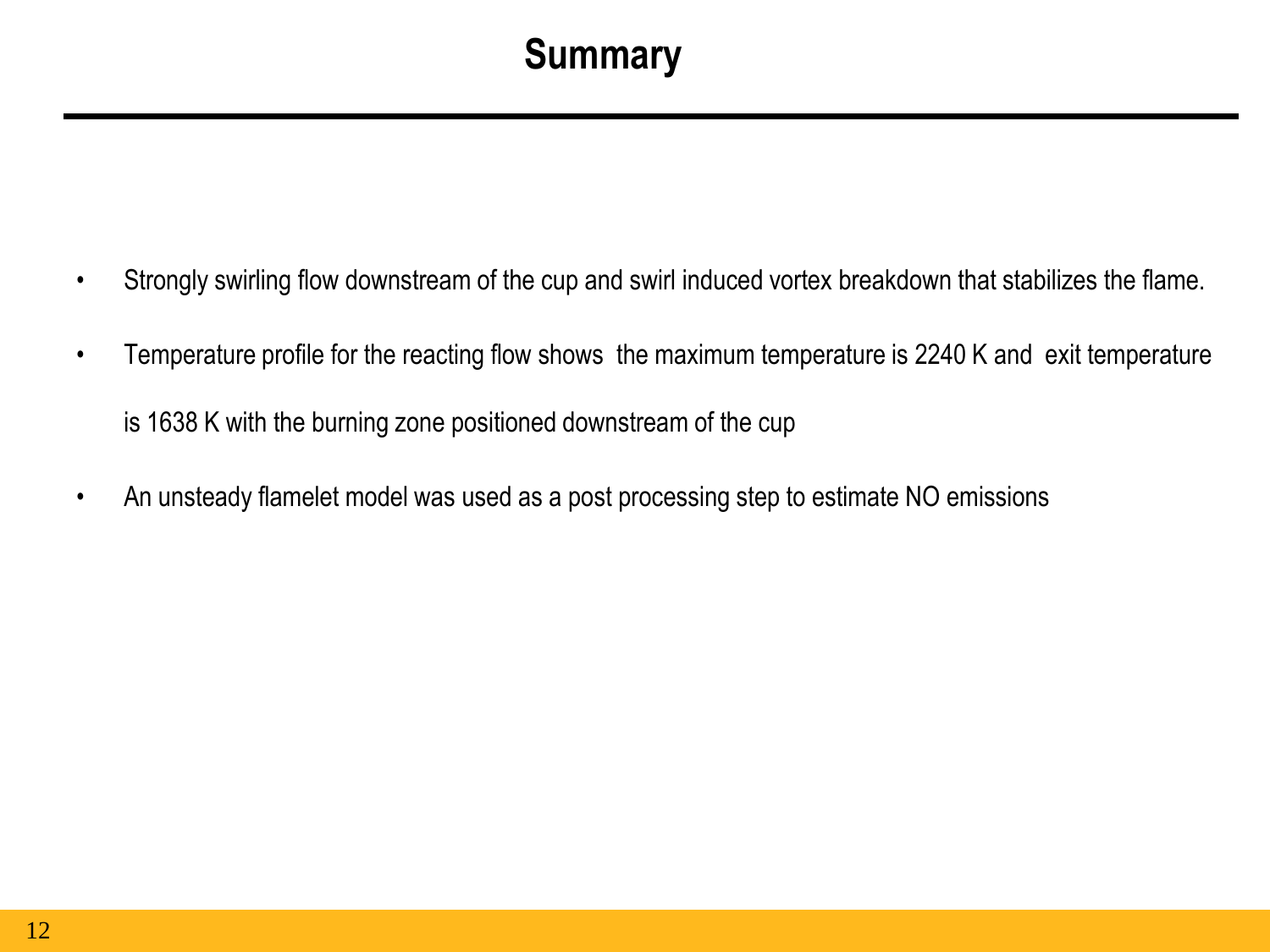# Summary

- Strongly swirling flow downstream of the cup and swirl induced vortex breakdown that stabilizes the flame.
- Temperature profile for the reacting flow shows the maximum temperature is 2240 K and exit temperature is 1638 K with the burning zone positioned downstream of the cup
- An unsteady flamelet model was used as a post processing step to estimate NO emissions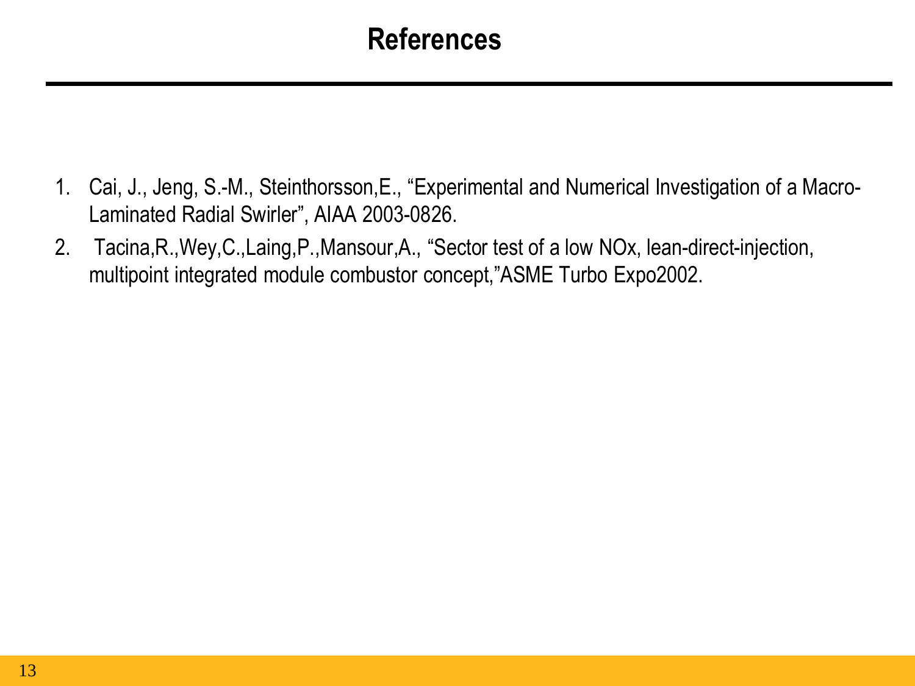# References

1. Cai, J., Jeng, S.-M., Steinthorsson,E., “Experimental and Numerical Investigation of a Macro-Laminated Radial Swirler”, AIAA 2003-0826.
2. Tacina,R.,Wey,C.,Laing,P.,Mansour,A., “Sector test of a low NOx, lean-direct-injection, multipoint integrated module combustor concept,”ASME Turbo Expo2002.